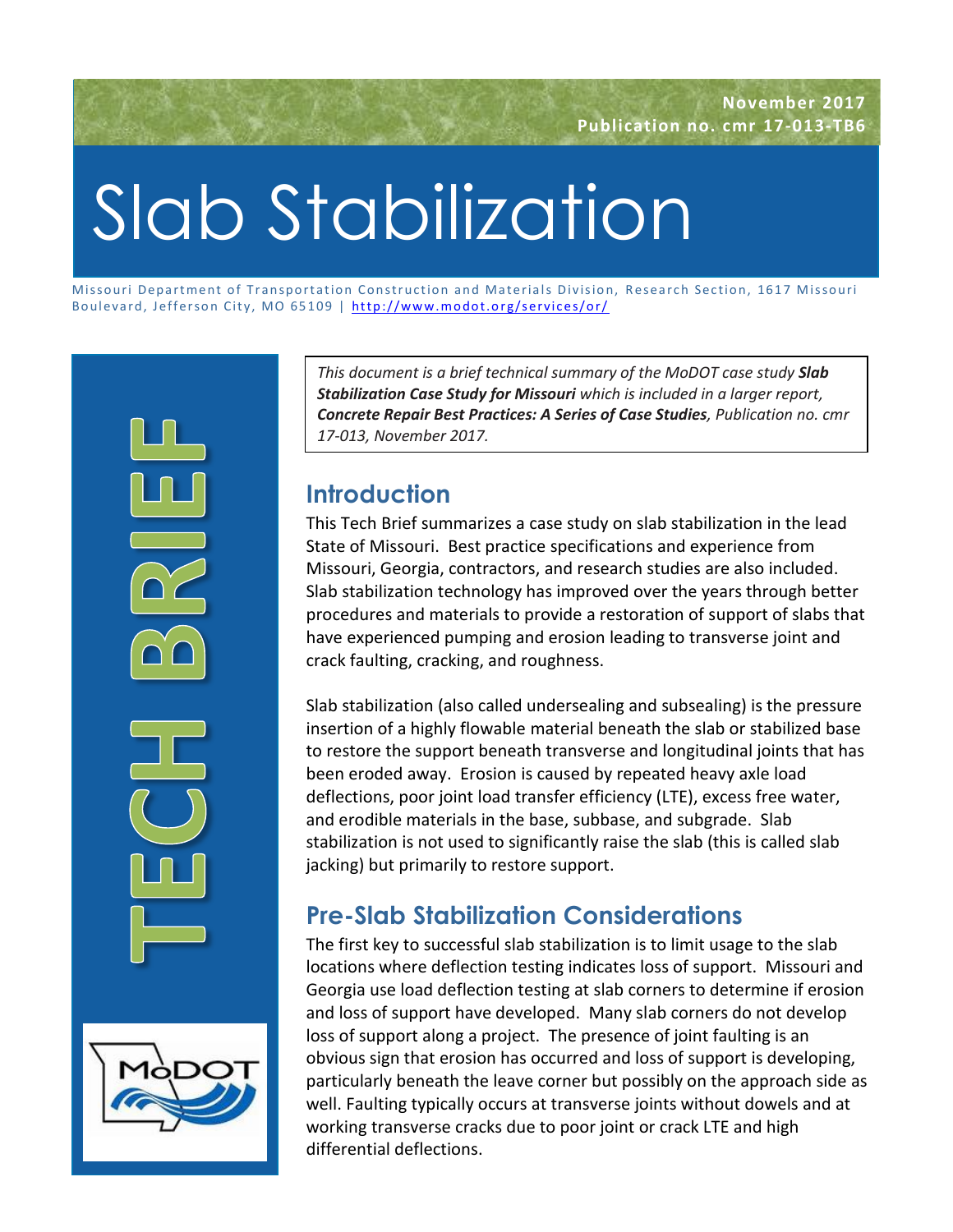November 2017
Publication no. cmr 17-013-TB6

# Slab Stabilization

Missouri Department of Transportation Construction and Materials Division, Research Section, 1617 Missouri Boulevard, Jefferson City, MO 65109 | http://www.modot.org/services/or/

TECH BRIEF

*This document is a brief technical summary of the MoDOT case study* ***Slab Stabilization Case Study for Missouri*** *which is included in a larger report,* ***Concrete Repair Best Practices: A Series of Case Studies****, Publication no. cmr 17-013, November 2017.*

## Introduction

This Tech Brief summarizes a case study on slab stabilization in the lead State of Missouri. Best practice specifications and experience from Missouri, Georgia, contractors, and research studies are also included. Slab stabilization technology has improved over the years through better procedures and materials to provide a restoration of support of slabs that have experienced pumping and erosion leading to transverse joint and crack faulting, cracking, and roughness.

Slab stabilization (also called undersealing and subsealing) is the pressure insertion of a highly flowable material beneath the slab or stabilized base to restore the support beneath transverse and longitudinal joints that has been eroded away. Erosion is caused by repeated heavy axle load deflections, poor joint load transfer efficiency (LTE), excess free water, and erodible materials in the base, subbase, and subgrade. Slab stabilization is not used to significantly raise the slab (this is called slab jacking) but primarily to restore support.

## Pre-Slab Stabilization Considerations

The first key to successful slab stabilization is to limit usage to the slab locations where deflection testing indicates loss of support. Missouri and Georgia use load deflection testing at slab corners to determine if erosion and loss of support have developed. Many slab corners do not develop loss of support along a project. The presence of joint faulting is an obvious sign that erosion has occurred and loss of support is developing, particularly beneath the leave corner but possibly on the approach side as well. Faulting typically occurs at transverse joints without dowels and at working transverse cracks due to poor joint or crack LTE and high differential deflections.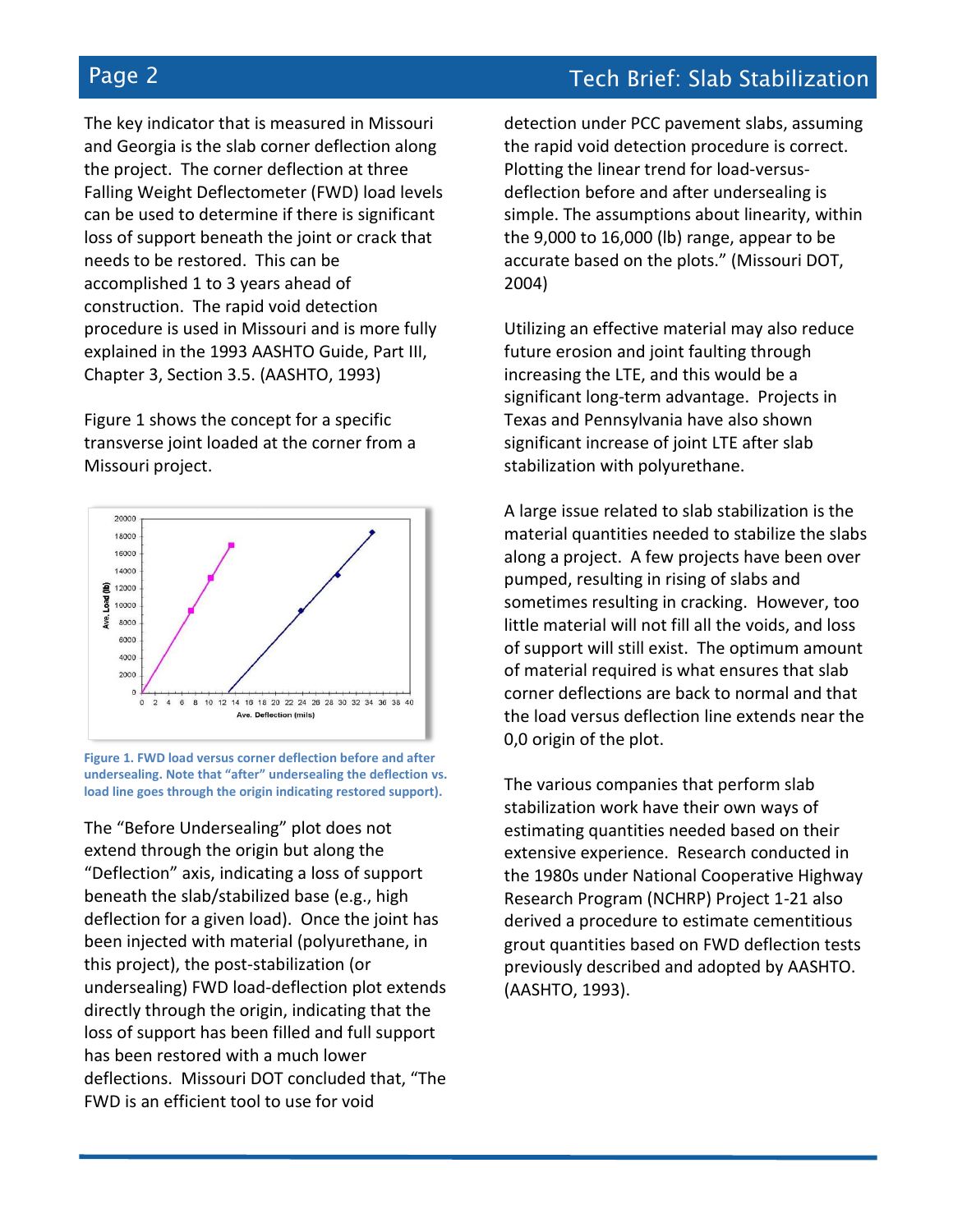The key indicator that is measured in Missouri and Georgia is the slab corner deflection along the project. The corner deflection at three Falling Weight Deflectometer (FWD) load levels can be used to determine if there is significant loss of support beneath the joint or crack that needs to be restored. This can be accomplished 1 to 3 years ahead of construction. The rapid void detection procedure is used in Missouri and is more fully explained in the 1993 AASHTO Guide, Part III, Chapter 3, Section 3.5. (AASHTO, 1993)

Figure 1 shows the concept for a specific transverse joint loaded at the corner from a Missouri project.

**Figure 1. FWD load versus corner deflection before and after undersealing. Note that "after" undersealing the deflection vs. load line goes through the origin indicating restored support).**

The "Before Undersealing" plot does not extend through the origin but along the "Deflection" axis, indicating a loss of support beneath the slab/stabilized base (e.g., high deflection for a given load). Once the joint has been injected with material (polyurethane, in this project), the post-stabilization (or undersealing) FWD load-deflection plot extends directly through the origin, indicating that the loss of support has been filled and full support has been restored with a much lower deflections. Missouri DOT concluded that, "The FWD is an efficient tool to use for void detection under PCC pavement slabs, assuming the rapid void detection procedure is correct. Plotting the linear trend for load-versus-deflection before and after undersealing is simple. The assumptions about linearity, within the 9,000 to 16,000 (lb) range, appear to be accurate based on the plots." (Missouri DOT, 2004)

Utilizing an effective material may also reduce future erosion and joint faulting through increasing the LTE, and this would be a significant long-term advantage. Projects in Texas and Pennsylvania have also shown significant increase of joint LTE after slab stabilization with polyurethane.

A large issue related to slab stabilization is the material quantities needed to stabilize the slabs along a project. A few projects have been over pumped, resulting in rising of slabs and sometimes resulting in cracking. However, too little material will not fill all the voids, and loss of support will still exist. The optimum amount of material required is what ensures that slab corner deflections are back to normal and that the load versus deflection line extends near the 0,0 origin of the plot.

The various companies that perform slab stabilization work have their own ways of estimating quantities needed based on their extensive experience. Research conducted in the 1980s under National Cooperative Highway Research Program (NCHRP) Project 1-21 also derived a procedure to estimate cementitious grout quantities based on FWD deflection tests previously described and adopted by AASHTO. (AASHTO, 1993).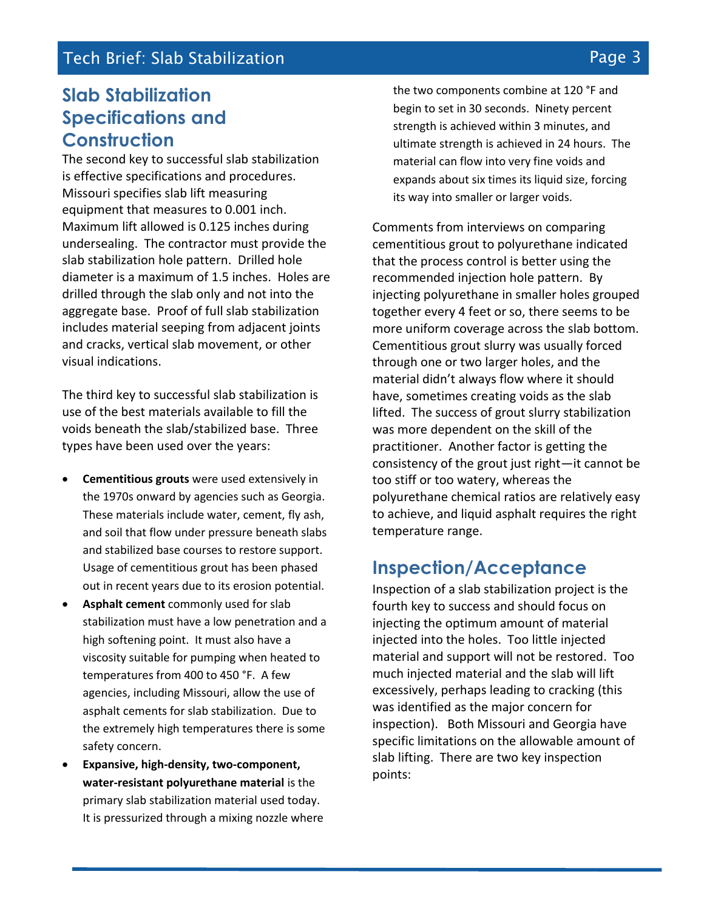## Slab Stabilization Specifications and Construction

The second key to successful slab stabilization is effective specifications and procedures. Missouri specifies slab lift measuring equipment that measures to 0.001 inch. Maximum lift allowed is 0.125 inches during undersealing. The contractor must provide the slab stabilization hole pattern. Drilled hole diameter is a maximum of 1.5 inches. Holes are drilled through the slab only and not into the aggregate base. Proof of full slab stabilization includes material seeping from adjacent joints and cracks, vertical slab movement, or other visual indications.

The third key to successful slab stabilization is use of the best materials available to fill the voids beneath the slab/stabilized base. Three types have been used over the years:

- **Cementitious grouts** were used extensively in the 1970s onward by agencies such as Georgia. These materials include water, cement, fly ash, and soil that flow under pressure beneath slabs and stabilized base courses to restore support. Usage of cementitious grout has been phased out in recent years due to its erosion potential.
- **Asphalt cement** commonly used for slab stabilization must have a low penetration and a high softening point. It must also have a viscosity suitable for pumping when heated to temperatures from 400 to 450 °F. A few agencies, including Missouri, allow the use of asphalt cements for slab stabilization. Due to the extremely high temperatures there is some safety concern.
- **Expansive, high-density, two-component, water-resistant polyurethane material** is the primary slab stabilization material used today. It is pressurized through a mixing nozzle where the two components combine at 120 °F and begin to set in 30 seconds. Ninety percent strength is achieved within 3 minutes, and ultimate strength is achieved in 24 hours. The material can flow into very fine voids and expands about six times its liquid size, forcing its way into smaller or larger voids.

Comments from interviews on comparing cementitious grout to polyurethane indicated that the process control is better using the recommended injection hole pattern. By injecting polyurethane in smaller holes grouped together every 4 feet or so, there seems to be more uniform coverage across the slab bottom. Cementitious grout slurry was usually forced through one or two larger holes, and the material didn't always flow where it should have, sometimes creating voids as the slab lifted. The success of grout slurry stabilization was more dependent on the skill of the practitioner. Another factor is getting the consistency of the grout just right—it cannot be too stiff or too watery, whereas the polyurethane chemical ratios are relatively easy to achieve, and liquid asphalt requires the right temperature range.

## Inspection/Acceptance

Inspection of a slab stabilization project is the fourth key to success and should focus on injecting the optimum amount of material injected into the holes. Too little injected material and support will not be restored. Too much injected material and the slab will lift excessively, perhaps leading to cracking (this was identified as the major concern for inspection). Both Missouri and Georgia have specific limitations on the allowable amount of slab lifting. There are two key inspection points: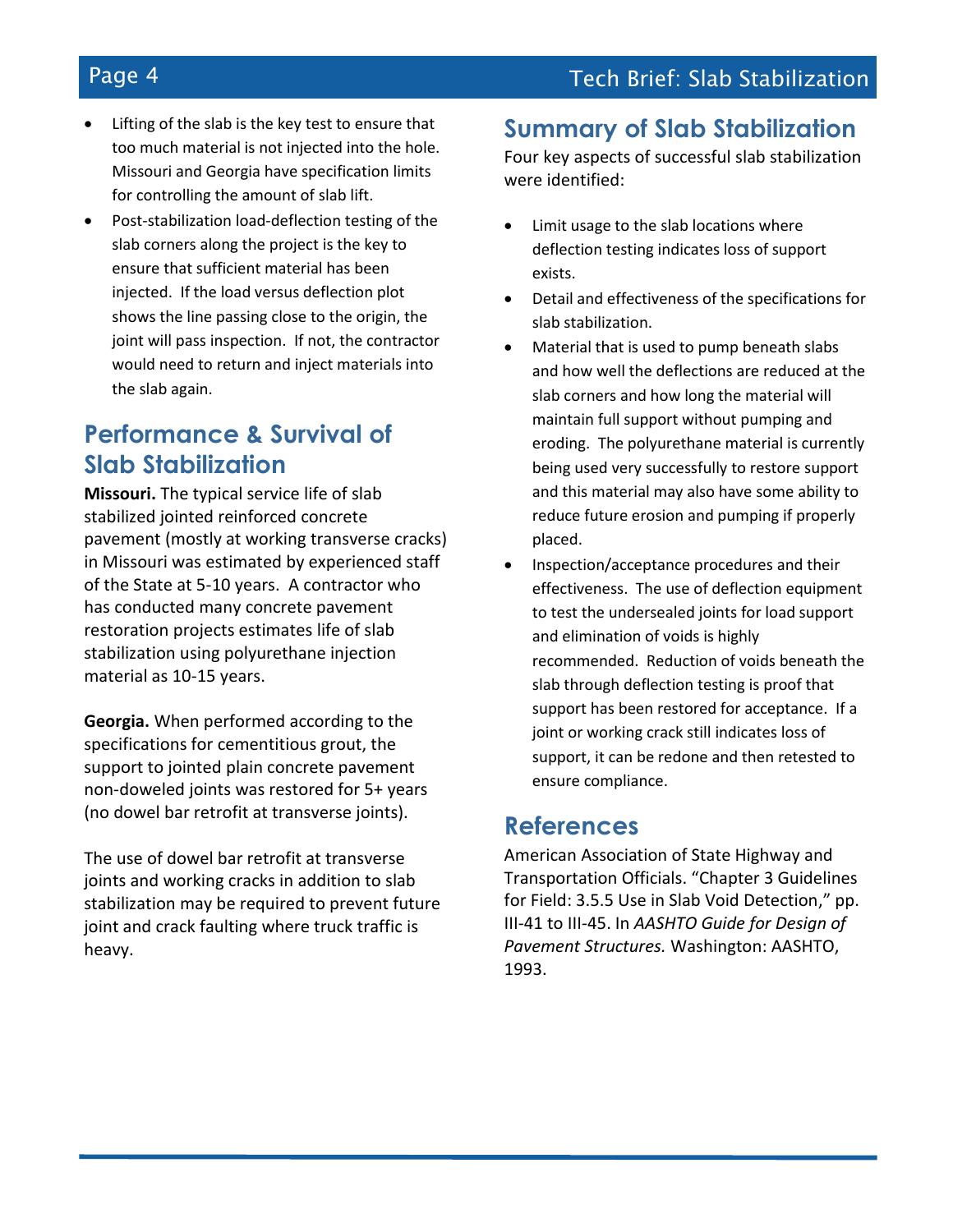- Lifting of the slab is the key test to ensure that too much material is not injected into the hole. Missouri and Georgia have specification limits for controlling the amount of slab lift.
- Post-stabilization load-deflection testing of the slab corners along the project is the key to ensure that sufficient material has been injected. If the load versus deflection plot shows the line passing close to the origin, the joint will pass inspection. If not, the contractor would need to return and inject materials into the slab again.

## Performance & Survival of Slab Stabilization

**Missouri.** The typical service life of slab stabilized jointed reinforced concrete pavement (mostly at working transverse cracks) in Missouri was estimated by experienced staff of the State at 5-10 years. A contractor who has conducted many concrete pavement restoration projects estimates life of slab stabilization using polyurethane injection material as 10-15 years.

**Georgia.** When performed according to the specifications for cementitious grout, the support to jointed plain concrete pavement non-doweled joints was restored for 5+ years (no dowel bar retrofit at transverse joints).

The use of dowel bar retrofit at transverse joints and working cracks in addition to slab stabilization may be required to prevent future joint and crack faulting where truck traffic is heavy.

## Summary of Slab Stabilization

Four key aspects of successful slab stabilization were identified:

- Limit usage to the slab locations where deflection testing indicates loss of support exists.
- Detail and effectiveness of the specifications for slab stabilization.
- Material that is used to pump beneath slabs and how well the deflections are reduced at the slab corners and how long the material will maintain full support without pumping and eroding. The polyurethane material is currently being used very successfully to restore support and this material may also have some ability to reduce future erosion and pumping if properly placed.
- Inspection/acceptance procedures and their effectiveness. The use of deflection equipment to test the undersealed joints for load support and elimination of voids is highly recommended. Reduction of voids beneath the slab through deflection testing is proof that support has been restored for acceptance. If a joint or working crack still indicates loss of support, it can be redone and then retested to ensure compliance.

## References

American Association of State Highway and Transportation Officials. "Chapter 3 Guidelines for Field: 3.5.5 Use in Slab Void Detection," pp. III-41 to III-45. In *AASHTO Guide for Design of Pavement Structures.* Washington: AASHTO, 1993.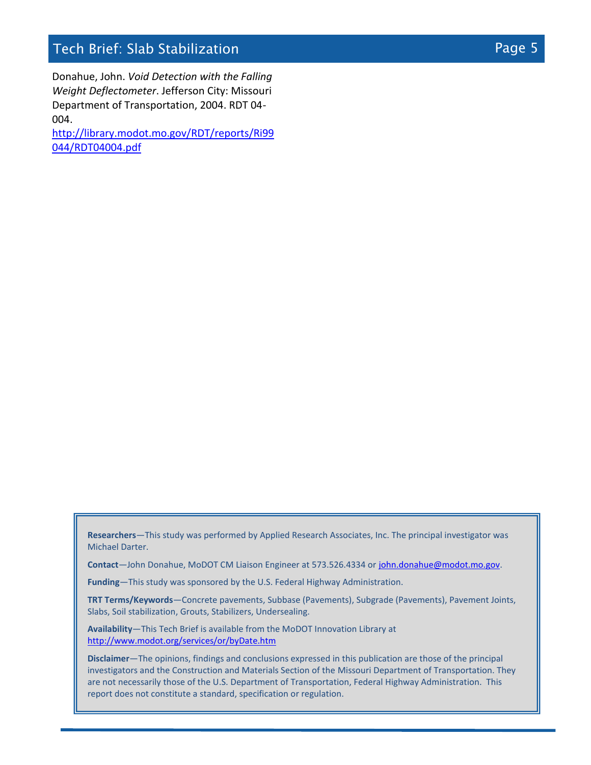Donahue, John. *Void Detection with the Falling Weight Deflectometer*. Jefferson City: Missouri Department of Transportation, 2004. RDT 04-004. http://library.modot.mo.gov/RDT/reports/Ri99044/RDT04004.pdf

**Researchers**—This study was performed by Applied Research Associates, Inc. The principal investigator was Michael Darter.

**Contact**—John Donahue, MoDOT CM Liaison Engineer at 573.526.4334 or john.donahue@modot.mo.gov.

**Funding**—This study was sponsored by the U.S. Federal Highway Administration.

**TRT Terms/Keywords**—Concrete pavements, Subbase (Pavements), Subgrade (Pavements), Pavement Joints, Slabs, Soil stabilization, Grouts, Stabilizers, Undersealing.

**Availability**—This Tech Brief is available from the MoDOT Innovation Library at http://www.modot.org/services/or/byDate.htm

**Disclaimer**—The opinions, findings and conclusions expressed in this publication are those of the principal investigators and the Construction and Materials Section of the Missouri Department of Transportation. They are not necessarily those of the U.S. Department of Transportation, Federal Highway Administration. This report does not constitute a standard, specification or regulation.